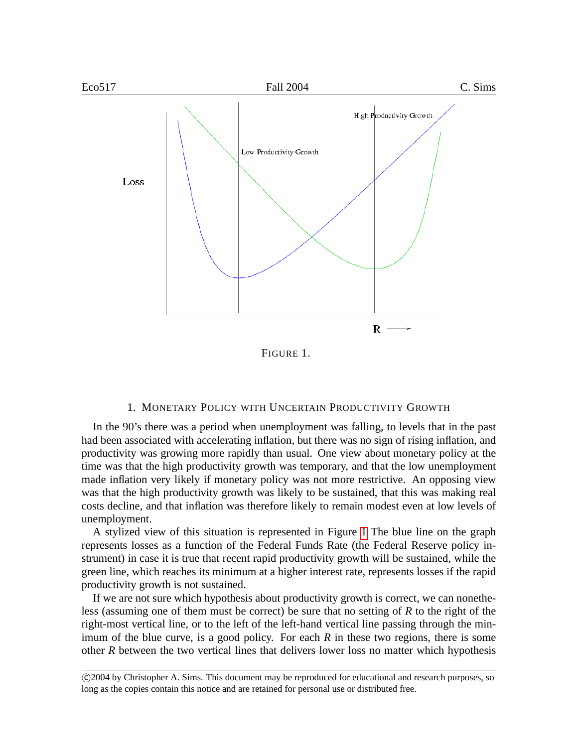FIGURE 1.

## 1. MONETARY POLICY WITH UNCERTAIN PRODUCTIVITY GROWTH

In the 90's there was a period when unemployment was falling, to levels that in the past had been associated with accelerating inflation, but there was no sign of rising inflation, and productivity was growing more rapidly than usual. One view about monetary policy at the time was that the high productivity growth was temporary, and that the low unemployment made inflation very likely if monetary policy was not more restrictive. An opposing view was that the high productivity growth was likely to be sustained, that this was making real costs decline, and that inflation was therefore likely to remain modest even at low levels of unemployment.

A stylized view of this situation is represented in Figure 1 The blue line on the graph represents losses as a function of the Federal Funds Rate (the Federal Reserve policy instrument) in case it is true that recent rapid productivity growth will be sustained, while the green line, which reaches its minimum at a higher interest rate, represents losses if the rapid productivity growth is not sustained.

If we are not sure which hypothesis about productivity growth is correct, we can nonetheless (assuming one of them must be correct) be sure that no setting of $R$ to the right of the right-most vertical line, or to the left of the left-hand vertical line passing through the minimum of the blue curve, is a good policy. For each $R$ in these two regions, there is some other $R$ between the two vertical lines that delivers lower loss no matter which hypothesis

©2004 by Christopher A. Sims. This document may be reproduced for educational and research purposes, so long as the copies contain this notice and are retained for personal use or distributed free.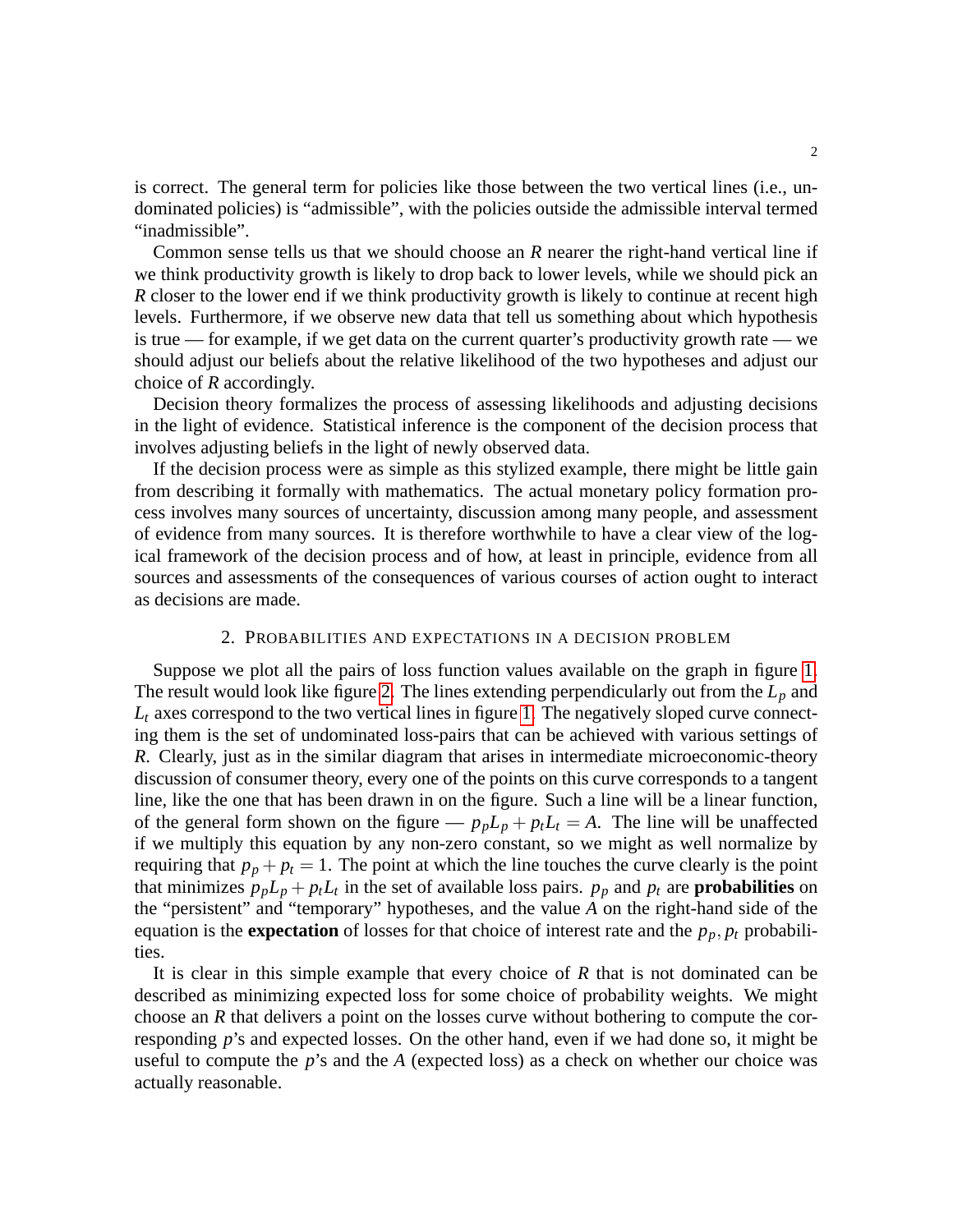is correct. The general term for policies like those between the two vertical lines (i.e., undominated policies) is “admissible”, with the policies outside the admissible interval termed “inadmissible”.

Common sense tells us that we should choose an $R$ nearer the right-hand vertical line if we think productivity growth is likely to drop back to lower levels, while we should pick an $R$ closer to the lower end if we think productivity growth is likely to continue at recent high levels. Furthermore, if we observe new data that tell us something about which hypothesis is true — for example, if we get data on the current quarter’s productivity growth rate — we should adjust our beliefs about the relative likelihood of the two hypotheses and adjust our choice of $R$ accordingly.

Decision theory formalizes the process of assessing likelihoods and adjusting decisions in the light of evidence. Statistical inference is the component of the decision process that involves adjusting beliefs in the light of newly observed data.

If the decision process were as simple as this stylized example, there might be little gain from describing it formally with mathematics. The actual monetary policy formation process involves many sources of uncertainty, discussion among many people, and assessment of evidence from many sources. It is therefore worthwhile to have a clear view of the logical framework of the decision process and of how, at least in principle, evidence from all sources and assessments of the consequences of various courses of action ought to interact as decisions are made.

## 2. Probabilities and Expectations in a Decision Problem

Suppose we plot all the pairs of loss function values available on the graph in figure 1. The result would look like figure 2. The lines extending perpendicularly out from the $L_p$ and $L_t$ axes correspond to the two vertical lines in figure 1. The negatively sloped curve connecting them is the set of undominated loss-pairs that can be achieved with various settings of $R$. Clearly, just as in the similar diagram that arises in intermediate microeconomic-theory discussion of consumer theory, every one of the points on this curve corresponds to a tangent line, like the one that has been drawn in on the figure. Such a line will be a linear function, of the general form shown on the figure — $p_pL_p + p_tL_t = A$. The line will be unaffected if we multiply this equation by any non-zero constant, so we might as well normalize by requiring that $p_p + p_t = 1$. The point at which the line touches the curve clearly is the point that minimizes $p_pL_p + p_tL_t$ in the set of available loss pairs. $p_p$ and $p_t$ are **probabilities** on the “persistent” and “temporary” hypotheses, and the value $A$ on the right-hand side of the equation is the **expectation** of losses for that choice of interest rate and the $p_p, p_t$ probabilities.

It is clear in this simple example that every choice of $R$ that is not dominated can be described as minimizing expected loss for some choice of probability weights. We might choose an $R$ that delivers a point on the losses curve without bothering to compute the corresponding $p$’s and expected losses. On the other hand, even if we had done so, it might be useful to compute the $p$’s and the $A$ (expected loss) as a check on whether our choice was actually reasonable.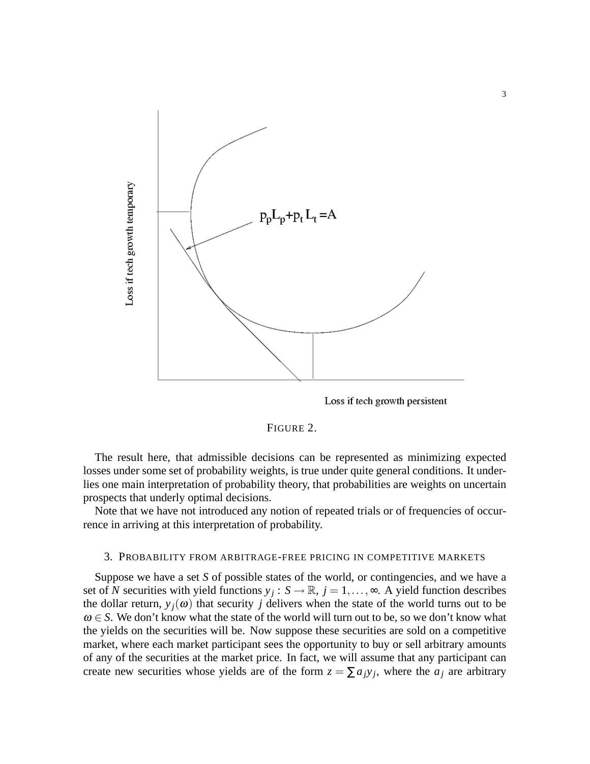FIGURE 2.

The result here, that admissible decisions can be represented as minimizing expected losses under some set of probability weights, is true under quite general conditions. It underlies one main interpretation of probability theory, that probabilities are weights on uncertain prospects that underly optimal decisions.

Note that we have not introduced any notion of repeated trials or of frequencies of occurrence in arriving at this interpretation of probability.

## 3. Probability from arbitrage-free pricing in competitive markets

Suppose we have a set $S$ of possible states of the world, or contingencies, and we have a set of $N$ securities with yield functions $y_j : S \to \mathbb{R}$, $j = 1, \dots, \infty$. A yield function describes the dollar return, $y_j(\omega)$ that security $j$ delivers when the state of the world turns out to be $\omega \in S$. We don't know what the state of the world will turn out to be, so we don't know what the yields on the securities will be. Now suppose these securities are sold on a competitive market, where each market participant sees the opportunity to buy or sell arbitrary amounts of any of the securities at the market price. In fact, we will assume that any participant can create new securities whose yields are of the form $z = \sum a_j y_j$, where the $a_j$ are arbitrary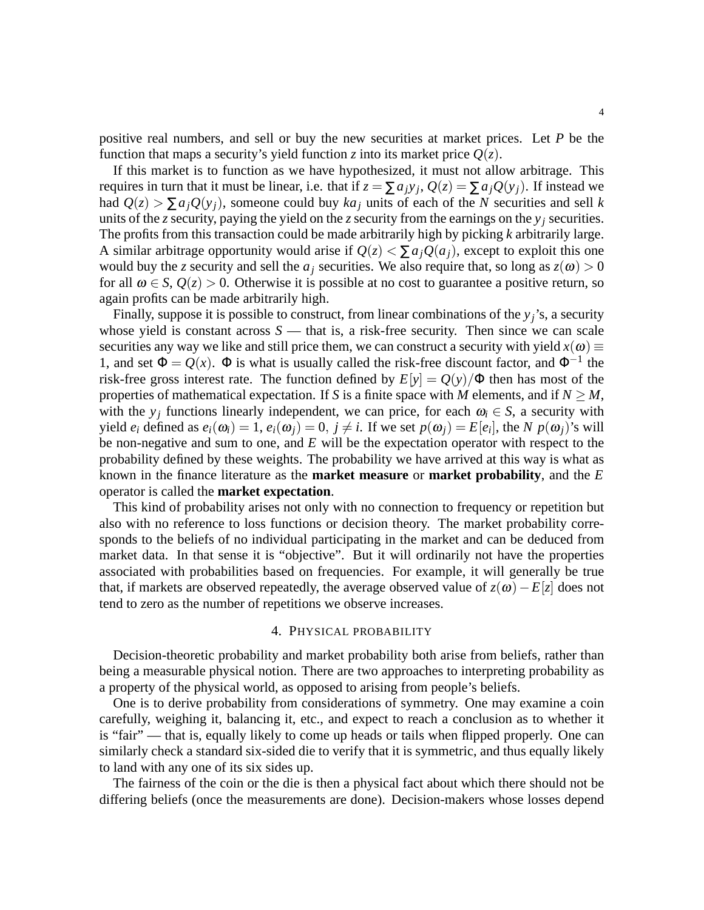positive real numbers, and sell or buy the new securities at market prices. Let $P$ be the function that maps a security's yield function $z$ into its market price $Q(z)$.

If this market is to function as we have hypothesized, it must not allow arbitrage. This requires in turn that it must be linear, i.e. that if $z = \sum a_j y_j$, $Q(z) = \sum a_j Q(y_j)$. If instead we had $Q(z) > \sum a_j Q(y_j)$, someone could buy $ka_j$ units of each of the $N$ securities and sell $k$ units of the $z$ security, paying the yield on the $z$ security from the earnings on the $y_j$ securities. The profits from this transaction could be made arbitrarily high by picking $k$ arbitrarily large. A similar arbitrage opportunity would arise if $Q(z) < \sum a_j Q(a_j)$, except to exploit this one would buy the $z$ security and sell the $a_j$ securities. We also require that, so long as $z(\omega) > 0$ for all $\omega \in S$, $Q(z) > 0$. Otherwise it is possible at no cost to guarantee a positive return, so again profits can be made arbitrarily high.

Finally, suppose it is possible to construct, from linear combinations of the $y_j$'s, a security whose yield is constant across $S$ — that is, a risk-free security. Then since we can scale securities any way we like and still price them, we can construct a security with yield $x(\omega) \equiv 1$, and set $\Phi = Q(x)$. $\Phi$ is what is usually called the risk-free discount factor, and $\Phi^{-1}$ the risk-free gross interest rate. The function defined by $E[y] = Q(y)/\Phi$ then has most of the properties of mathematical expectation. If $S$ is a finite space with $M$ elements, and if $N \geq M$, with the $y_j$ functions linearly independent, we can price, for each $\omega_i \in S$, a security with yield $e_i$ defined as $e_i(\omega_i) = 1$, $e_i(\omega_j) = 0,\ j \neq i$. If we set $p(\omega_j) = E[e_i]$, the $N$ $p(\omega_j)$'s will be non-negative and sum to one, and $E$ will be the expectation operator with respect to the probability defined by these weights. The probability we have arrived at this way is what as known in the finance literature as the **market measure** or **market probability**, and the $E$ operator is called the **market expectation**.

This kind of probability arises not only with no connection to frequency or repetition but also with no reference to loss functions or decision theory. The market probability corresponds to the beliefs of no individual participating in the market and can be deduced from market data. In that sense it is "objective". But it will ordinarily not have the properties associated with probabilities based on frequencies. For example, it will generally be true that, if markets are observed repeatedly, the average observed value of $z(\omega) - E[z]$ does not tend to zero as the number of repetitions we observe increases.

## 4. Physical probability

Decision-theoretic probability and market probability both arise from beliefs, rather than being a measurable physical notion. There are two approaches to interpreting probability as a property of the physical world, as opposed to arising from people's beliefs.

One is to derive probability from considerations of symmetry. One may examine a coin carefully, weighing it, balancing it, etc., and expect to reach a conclusion as to whether it is "fair" — that is, equally likely to come up heads or tails when flipped properly. One can similarly check a standard six-sided die to verify that it is symmetric, and thus equally likely to land with any one of its six sides up.

The fairness of the coin or the die is then a physical fact about which there should not be differing beliefs (once the measurements are done). Decision-makers whose losses depend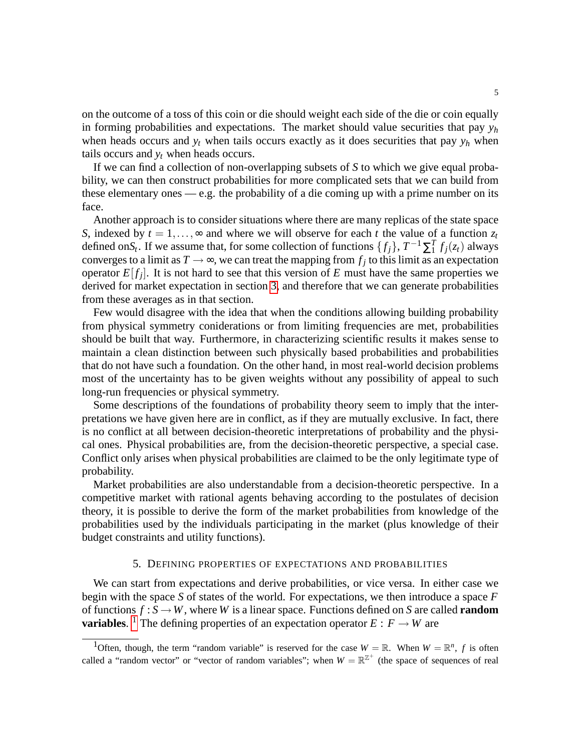on the outcome of a toss of this coin or die should weight each side of the die or coin equally in forming probabilities and expectations. The market should value securities that pay $y_h$ when heads occurs and $y_t$ when tails occurs exactly as it does securities that pay $y_h$ when tails occurs and $y_t$ when heads occurs.

If we can find a collection of non-overlapping subsets of $S$ to which we give equal probability, we can then construct probabilities for more complicated sets that we can build from these elementary ones — e.g. the probability of a die coming up with a prime number on its face.

Another approach is to consider situations where there are many replicas of the state space $S$, indexed by $t = 1, \dots, \infty$ and where we will observe for each $t$ the value of a function $z_t$ defined on$S_t$. If we assume that, for some collection of functions $\{f_j\}$, $T^{-1}\sum_1^T f_j(z_t)$ always converges to a limit as $T \to \infty$, we can treat the mapping from $f_j$ to this limit as an expectation operator $E[f_j]$. It is not hard to see that this version of $E$ must have the same properties we derived for market expectation in section 3, and therefore that we can generate probabilities from these averages as in that section.

Few would disagree with the idea that when the conditions allowing building probability from physical symmetry coniderations or from limiting frequencies are met, probabilities should be built that way. Furthermore, in characterizing scientific results it makes sense to maintain a clean distinction between such physically based probabilities and probabilities that do not have such a foundation. On the other hand, in most real-world decision problems most of the uncertainty has to be given weights without any possibility of appeal to such long-run frequencies or physical symmetry.

Some descriptions of the foundations of probability theory seem to imply that the interpretations we have given here are in conflict, as if they are mutually exclusive. In fact, there is no conflict at all between decision-theoretic interpretations of probability and the physical ones. Physical probabilities are, from the decision-theoretic perspective, a special case. Conflict only arises when physical probabilities are claimed to be the only legitimate type of probability.

Market probabilities are also understandable from a decision-theoretic perspective. In a competitive market with rational agents behaving according to the postulates of decision theory, it is possible to derive the form of the market probabilities from knowledge of the probabilities used by the individuals participating in the market (plus knowledge of their budget constraints and utility functions).

## 5. Defining properties of expectations and probabilities

We can start from expectations and derive probabilities, or vice versa. In either case we begin with the space $S$ of states of the world. For expectations, we then introduce a space $F$ of functions $f : S \to W$, where $W$ is a linear space. Functions defined on $S$ are called **random variables**. [1] The defining properties of an expectation operator $E : F \to W$ are

[1] Often, though, the term "random variable" is reserved for the case $W = \mathbb{R}$. When $W = \mathbb{R}^n$, $f$ is often called a "random vector" or "vector of random variables"; when $W = \mathbb{R}^{\mathbb{Z}^+}$ (the space of sequences of real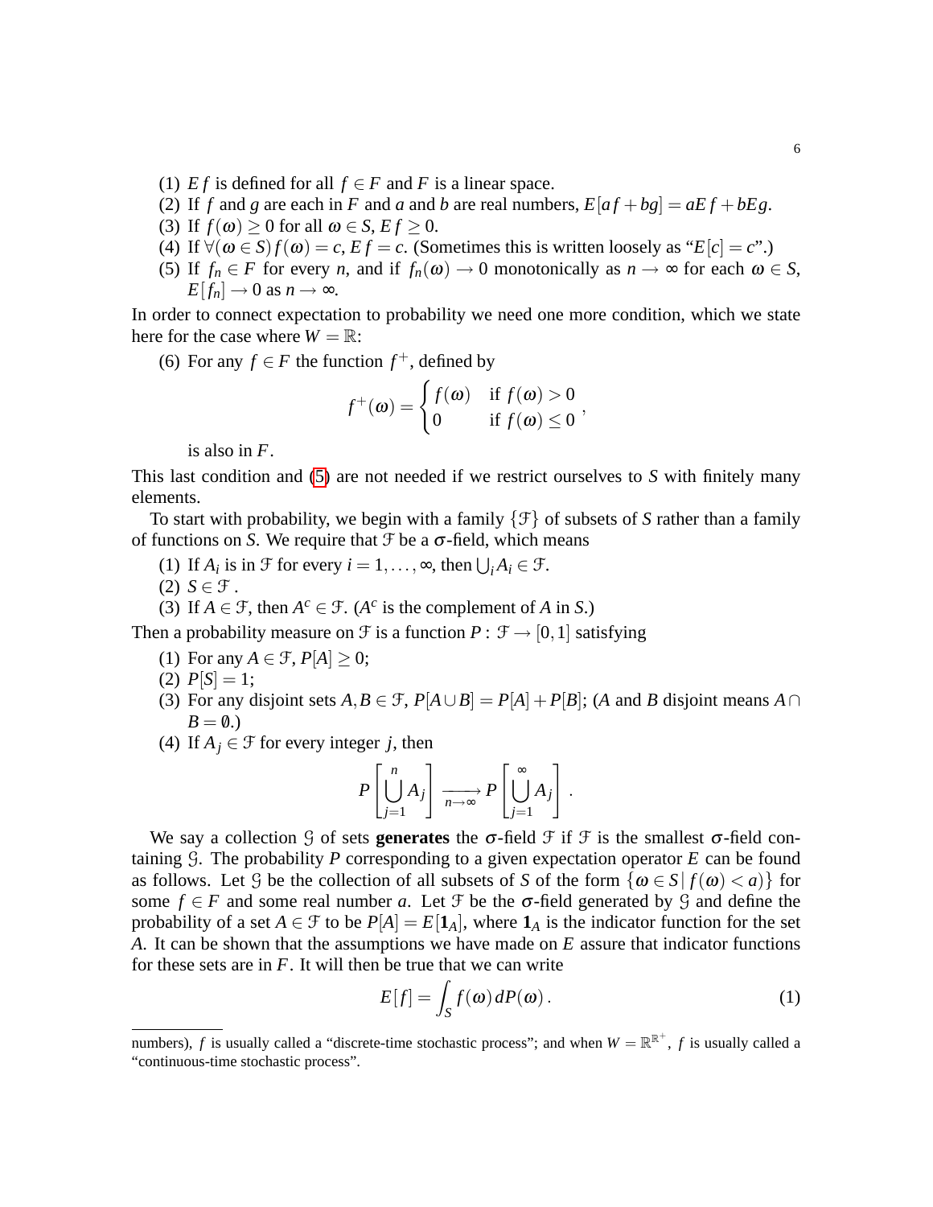(1) $Ef$ is defined for all $f \in F$ and $F$ is a linear space.
(2) If $f$ and $g$ are each in $F$ and $a$ and $b$ are real numbers, $E[af + bg] = aEf + bEg$.
(3) If $f(\omega) \geq 0$ for all $\omega \in S$, $Ef \geq 0$.
(4) If $\forall(\omega \in S) f(\omega) = c$, $Ef = c$. (Sometimes this is written loosely as "$E[c] = c$".)
(5) If $f_n \in F$ for every $n$, and if $f_n(\omega) \to 0$ monotonically as $n \to \infty$ for each $\omega \in S$, $E[f_n] \to 0$ as $n \to \infty$.

In order to connect expectation to probability we need one more condition, which we state here for the case where $W = \mathbb{R}$:

(6) For any $f \in F$ the function $f^+$, defined by

$$f^+(\omega) = \begin{cases} f(\omega) & \text{if } f(\omega) > 0 \\ 0 & \text{if } f(\omega) \leq 0 \end{cases},$$

is also in $F$.

This last condition and (5) are not needed if we restrict ourselves to $S$ with finitely many elements.

To start with probability, we begin with a family $\{\mathcal{F}\}$ of subsets of $S$ rather than a family of functions on $S$. We require that $\mathcal{F}$ be a $\sigma$-field, which means

(1) If $A_i$ is in $\mathcal{F}$ for every $i = 1, \ldots, \infty$, then $\bigcup_i A_i \in \mathcal{F}$.
(2) $S \in \mathcal{F}$ .
(3) If $A \in \mathcal{F}$, then $A^c \in \mathcal{F}$. ($A^c$ is the complement of $A$ in $S$.)

Then a probability measure on $\mathcal{F}$ is a function $P : \mathcal{F} \to [0,1]$ satisfying

(1) For any $A \in \mathcal{F}$, $P[A] \geq 0$;
(2) $P[S] = 1$;
(3) For any disjoint sets $A, B \in \mathcal{F}$, $P[A \cup B] = P[A] + P[B]$; ($A$ and $B$ disjoint means $A \cap B = \emptyset$.)
(4) If $A_j \in \mathcal{F}$ for every integer $j$, then

$$P\left[\bigcup_{j=1}^{n} A_j\right] \xrightarrow[n \to \infty]{} P\left[\bigcup_{j=1}^{\infty} A_j\right].$$

We say a collection $\mathcal{G}$ of sets **generates** the $\sigma$-field $\mathcal{F}$ if $\mathcal{F}$ is the smallest $\sigma$-field containing $\mathcal{G}$. The probability $P$ corresponding to a given expectation operator $E$ can be found as follows. Let $\mathcal{G}$ be the collection of all subsets of $S$ of the form $\{\omega \in S \,|\, f(\omega) < a\}$ for some $f \in F$ and some real number $a$. Let $\mathcal{F}$ be the $\sigma$-field generated by $\mathcal{G}$ and define the probability of a set $A \in \mathcal{F}$ to be $P[A] = E[\mathbf{1}_A]$, where $\mathbf{1}_A$ is the indicator function for the set $A$. It can be shown that the assumptions we have made on $E$ assure that indicator functions for these sets are in $F$. It will then be true that we can write

$$E[f] = \int_S f(\omega) \, dP(\omega). \tag{1}$$

---

numbers), $f$ is usually called a "discrete-time stochastic process"; and when $W = \mathbb{R}^{\mathbb{R}^+}$, $f$ is usually called a "continuous-time stochastic process".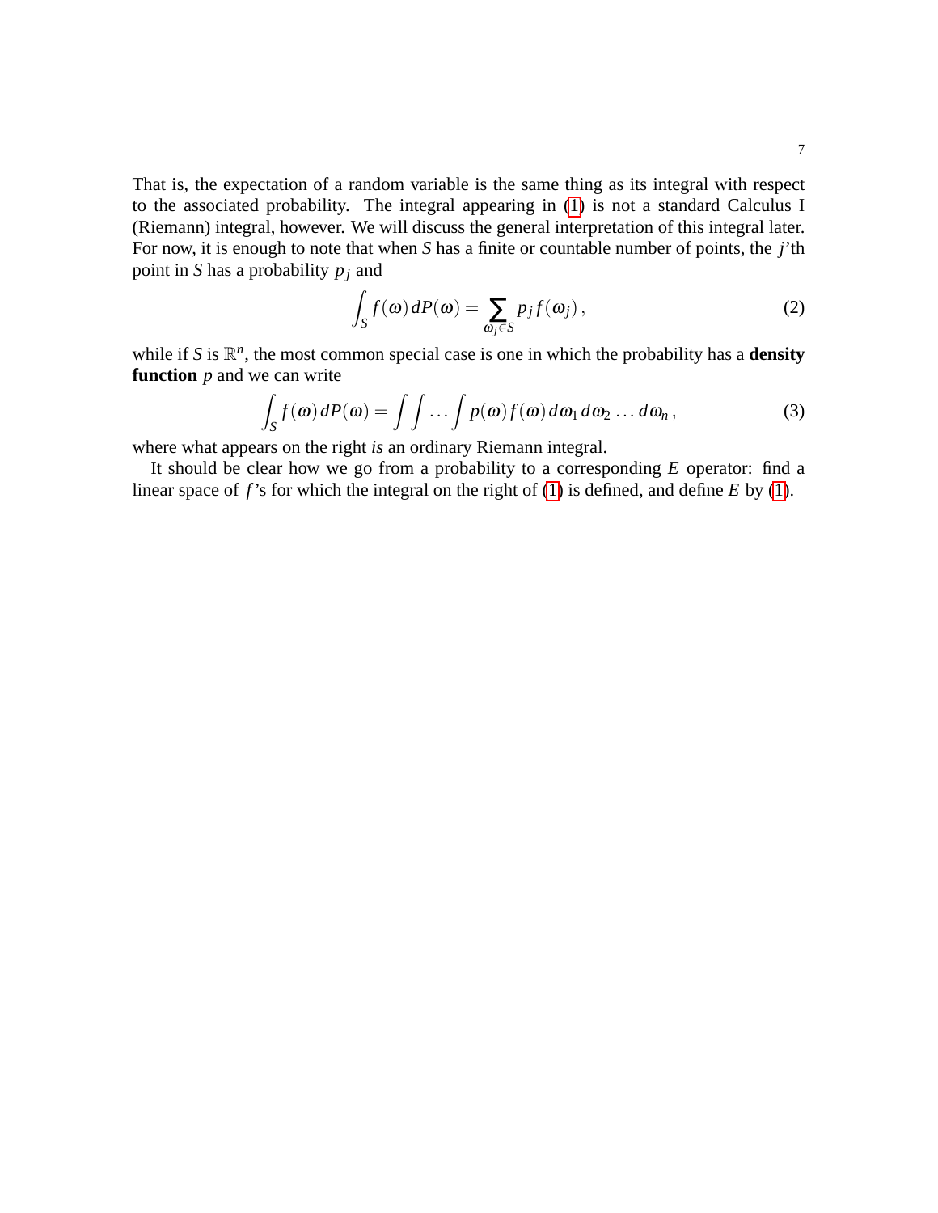That is, the expectation of a random variable is the same thing as its integral with respect to the associated probability. The integral appearing in (1) is not a standard Calculus I (Riemann) integral, however. We will discuss the general interpretation of this integral later. For now, it is enough to note that when $S$ has a finite or countable number of points, the $j$'th point in $S$ has a probability $p_j$ and

$$\int_S f(\omega)\, dP(\omega) = \sum_{\omega_j \in S} p_j f(\omega_j)\,, \tag{2}$$

while if $S$ is $\mathbb{R}^n$, the most common special case is one in which the probability has a **density function** $p$ and we can write

$$\int_S f(\omega)\, dP(\omega) = \int \int \ldots \int p(\omega) f(\omega)\, d\omega_1\, d\omega_2 \ldots d\omega_n\,, \tag{3}$$

where what appears on the right *is* an ordinary Riemann integral.

It should be clear how we go from a probability to a corresponding $E$ operator: find a linear space of $f$'s for which the integral on the right of (1) is defined, and define $E$ by (1).